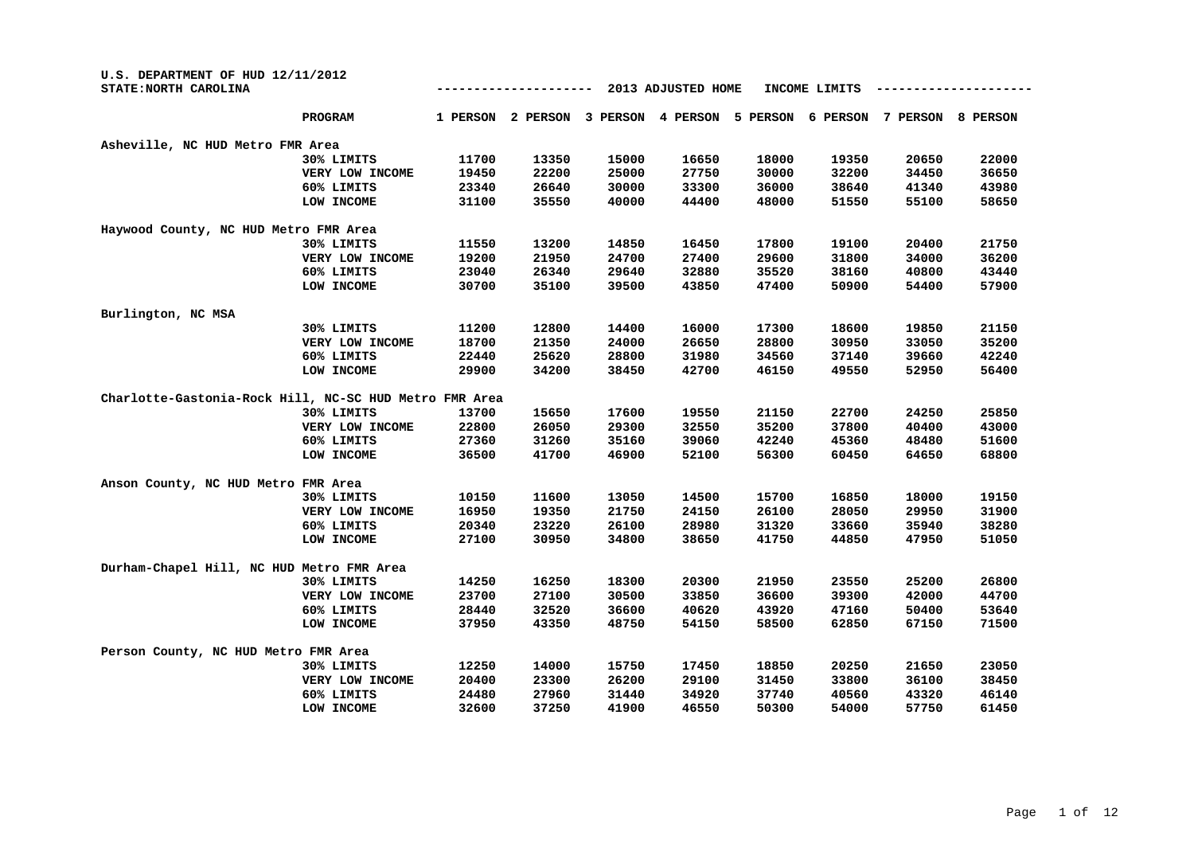U.S. DEPARTMENT OF HUD 12/11/2012

STATE:NORTH CAROLINA

## 2013 ADJUSTED HOME INCOME LIMITS

| | PROGRAM | 1 PERSON | 2 PERSON | 3 PERSON | 4 PERSON | 5 PERSON | 6 PERSON | 7 PERSON | 8 PERSON |
|---|---|---|---|---|---|---|---|---|---|
| Asheville, NC HUD Metro FMR Area | | | | | | | | | |
| | 30% LIMITS | 11700 | 13350 | 15000 | 16650 | 18000 | 19350 | 20650 | 22000 |
| | VERY LOW INCOME | 19450 | 22200 | 25000 | 27750 | 30000 | 32200 | 34450 | 36650 |
| | 60% LIMITS | 23340 | 26640 | 30000 | 33300 | 36000 | 38640 | 41340 | 43980 |
| | LOW INCOME | 31100 | 35550 | 40000 | 44400 | 48000 | 51550 | 55100 | 58650 |
| Haywood County, NC HUD Metro FMR Area | | | | | | | | | |
| | 30% LIMITS | 11550 | 13200 | 14850 | 16450 | 17800 | 19100 | 20400 | 21750 |
| | VERY LOW INCOME | 19200 | 21950 | 24700 | 27400 | 29600 | 31800 | 34000 | 36200 |
| | 60% LIMITS | 23040 | 26340 | 29640 | 32880 | 35520 | 38160 | 40800 | 43440 |
| | LOW INCOME | 30700 | 35100 | 39500 | 43850 | 47400 | 50900 | 54400 | 57900 |
| Burlington, NC MSA | | | | | | | | | |
| | 30% LIMITS | 11200 | 12800 | 14400 | 16000 | 17300 | 18600 | 19850 | 21150 |
| | VERY LOW INCOME | 18700 | 21350 | 24000 | 26650 | 28800 | 30950 | 33050 | 35200 |
| | 60% LIMITS | 22440 | 25620 | 28800 | 31980 | 34560 | 37140 | 39660 | 42240 |
| | LOW INCOME | 29900 | 34200 | 38450 | 42700 | 46150 | 49550 | 52950 | 56400 |
| Charlotte-Gastonia-Rock Hill, NC-SC HUD Metro FMR Area | | | | | | | | | |
| | 30% LIMITS | 13700 | 15650 | 17600 | 19550 | 21150 | 22700 | 24250 | 25850 |
| | VERY LOW INCOME | 22800 | 26050 | 29300 | 32550 | 35200 | 37800 | 40400 | 43000 |
| | 60% LIMITS | 27360 | 31260 | 35160 | 39060 | 42240 | 45360 | 48480 | 51600 |
| | LOW INCOME | 36500 | 41700 | 46900 | 52100 | 56300 | 60450 | 64650 | 68800 |
| Anson County, NC HUD Metro FMR Area | | | | | | | | | |
| | 30% LIMITS | 10150 | 11600 | 13050 | 14500 | 15700 | 16850 | 18000 | 19150 |
| | VERY LOW INCOME | 16950 | 19350 | 21750 | 24150 | 26100 | 28050 | 29950 | 31900 |
| | 60% LIMITS | 20340 | 23220 | 26100 | 28980 | 31320 | 33660 | 35940 | 38280 |
| | LOW INCOME | 27100 | 30950 | 34800 | 38650 | 41750 | 44850 | 47950 | 51050 |
| Durham-Chapel Hill, NC HUD Metro FMR Area | | | | | | | | | |
| | 30% LIMITS | 14250 | 16250 | 18300 | 20300 | 21950 | 23550 | 25200 | 26800 |
| | VERY LOW INCOME | 23700 | 27100 | 30500 | 33850 | 36600 | 39300 | 42000 | 44700 |
| | 60% LIMITS | 28440 | 32520 | 36600 | 40620 | 43920 | 47160 | 50400 | 53640 |
| | LOW INCOME | 37950 | 43350 | 48750 | 54150 | 58500 | 62850 | 67150 | 71500 |
| Person County, NC HUD Metro FMR Area | | | | | | | | | |
| | 30% LIMITS | 12250 | 14000 | 15750 | 17450 | 18850 | 20250 | 21650 | 23050 |
| | VERY LOW INCOME | 20400 | 23300 | 26200 | 29100 | 31450 | 33800 | 36100 | 38450 |
| | 60% LIMITS | 24480 | 27960 | 31440 | 34920 | 37740 | 40560 | 43320 | 46140 |
| | LOW INCOME | 32600 | 37250 | 41900 | 46550 | 50300 | 54000 | 57750 | 61450 |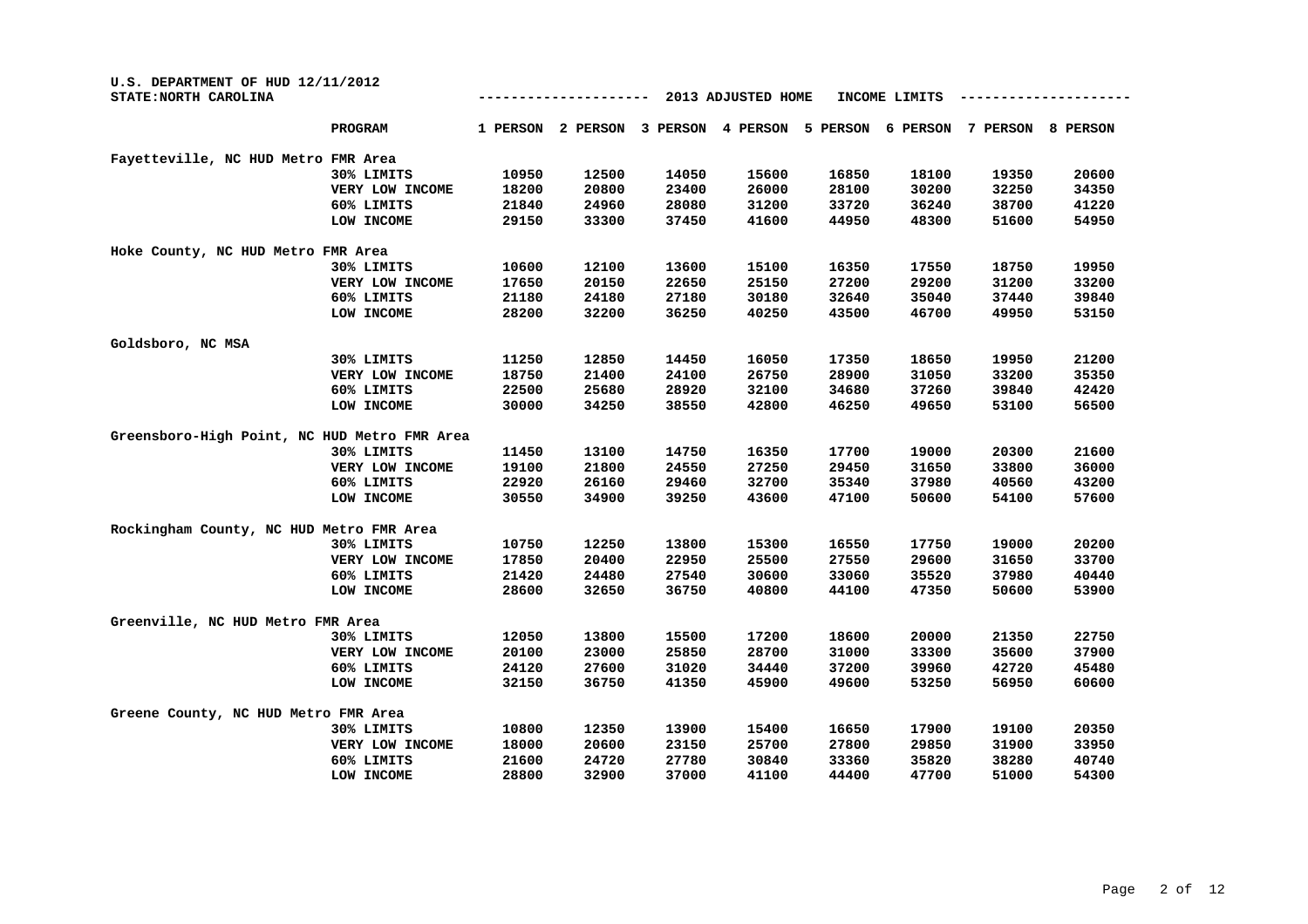U.S. DEPARTMENT OF HUD 12/11/2012
STATE: NORTH CAROLINA

## 2013 ADJUSTED HOME INCOME LIMITS

| | PROGRAM | 1 PERSON | 2 PERSON | 3 PERSON | 4 PERSON | 5 PERSON | 6 PERSON | 7 PERSON | 8 PERSON |
|---|---|---|---|---|---|---|---|---|---|
| **Fayetteville, NC HUD Metro FMR Area** | | | | | | | | | |
| | 30% LIMITS | 10950 | 12500 | 14050 | 15600 | 16850 | 18100 | 19350 | 20600 |
| | VERY LOW INCOME | 18200 | 20800 | 23400 | 26000 | 28100 | 30200 | 32250 | 34350 |
| | 60% LIMITS | 21840 | 24960 | 28080 | 31200 | 33720 | 36240 | 38700 | 41220 |
| | LOW INCOME | 29150 | 33300 | 37450 | 41600 | 44950 | 48300 | 51600 | 54950 |
| **Hoke County, NC HUD Metro FMR Area** | | | | | | | | | |
| | 30% LIMITS | 10600 | 12100 | 13600 | 15100 | 16350 | 17550 | 18750 | 19950 |
| | VERY LOW INCOME | 17650 | 20150 | 22650 | 25150 | 27200 | 29200 | 31200 | 33200 |
| | 60% LIMITS | 21180 | 24180 | 27180 | 30180 | 32640 | 35040 | 37440 | 39840 |
| | LOW INCOME | 28200 | 32200 | 36250 | 40250 | 43500 | 46700 | 49950 | 53150 |
| **Goldsboro, NC MSA** | | | | | | | | | |
| | 30% LIMITS | 11250 | 12850 | 14450 | 16050 | 17350 | 18650 | 19950 | 21200 |
| | VERY LOW INCOME | 18750 | 21400 | 24100 | 26750 | 28900 | 31050 | 33200 | 35350 |
| | 60% LIMITS | 22500 | 25680 | 28920 | 32100 | 34680 | 37260 | 39840 | 42420 |
| | LOW INCOME | 30000 | 34250 | 38550 | 42800 | 46250 | 49650 | 53100 | 56500 |
| **Greensboro-High Point, NC HUD Metro FMR Area** | | | | | | | | | |
| | 30% LIMITS | 11450 | 13100 | 14750 | 16350 | 17700 | 19000 | 20300 | 21600 |
| | VERY LOW INCOME | 19100 | 21800 | 24550 | 27250 | 29450 | 31650 | 33800 | 36000 |
| | 60% LIMITS | 22920 | 26160 | 29460 | 32700 | 35340 | 37980 | 40560 | 43200 |
| | LOW INCOME | 30550 | 34900 | 39250 | 43600 | 47100 | 50600 | 54100 | 57600 |
| **Rockingham County, NC HUD Metro FMR Area** | | | | | | | | | |
| | 30% LIMITS | 10750 | 12250 | 13800 | 15300 | 16550 | 17750 | 19000 | 20200 |
| | VERY LOW INCOME | 17850 | 20400 | 22950 | 25500 | 27550 | 29600 | 31650 | 33700 |
| | 60% LIMITS | 21420 | 24480 | 27540 | 30600 | 33060 | 35520 | 37980 | 40440 |
| | LOW INCOME | 28600 | 32650 | 36750 | 40800 | 44100 | 47350 | 50600 | 53900 |
| **Greenville, NC HUD Metro FMR Area** | | | | | | | | | |
| | 30% LIMITS | 12050 | 13800 | 15500 | 17200 | 18600 | 20000 | 21350 | 22750 |
| | VERY LOW INCOME | 20100 | 23000 | 25850 | 28700 | 31000 | 33300 | 35600 | 37900 |
| | 60% LIMITS | 24120 | 27600 | 31020 | 34440 | 37200 | 39960 | 42720 | 45480 |
| | LOW INCOME | 32150 | 36750 | 41350 | 45900 | 49600 | 53250 | 56950 | 60600 |
| **Greene County, NC HUD Metro FMR Area** | | | | | | | | | |
| | 30% LIMITS | 10800 | 12350 | 13900 | 15400 | 16650 | 17900 | 19100 | 20350 |
| | VERY LOW INCOME | 18000 | 20600 | 23150 | 25700 | 27800 | 29850 | 31900 | 33950 |
| | 60% LIMITS | 21600 | 24720 | 27780 | 30840 | 33360 | 35820 | 38280 | 40740 |
| | LOW INCOME | 28800 | 32900 | 37000 | 41100 | 44400 | 47700 | 51000 | 54300 |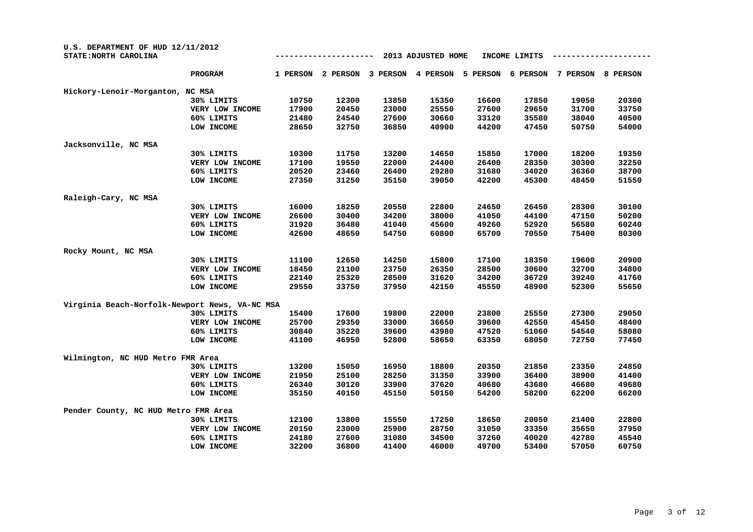U.S. DEPARTMENT OF HUD 12/11/2012
STATE:NORTH CAROLINA

2013 ADJUSTED HOME INCOME LIMITS

| | PROGRAM | 1 PERSON | 2 PERSON | 3 PERSON | 4 PERSON | 5 PERSON | 6 PERSON | 7 PERSON | 8 PERSON |
|---|---|---|---|---|---|---|---|---|---|
| **Hickory-Lenoir-Morganton, NC MSA** | | | | | | | | | |
| | 30% LIMITS | 10750 | 12300 | 13850 | 15350 | 16600 | 17850 | 19050 | 20300 |
| | VERY LOW INCOME | 17900 | 20450 | 23000 | 25550 | 27600 | 29650 | 31700 | 33750 |
| | 60% LIMITS | 21480 | 24540 | 27600 | 30660 | 33120 | 35580 | 38040 | 40500 |
| | LOW INCOME | 28650 | 32750 | 36850 | 40900 | 44200 | 47450 | 50750 | 54000 |
| **Jacksonville, NC MSA** | | | | | | | | | |
| | 30% LIMITS | 10300 | 11750 | 13200 | 14650 | 15850 | 17000 | 18200 | 19350 |
| | VERY LOW INCOME | 17100 | 19550 | 22000 | 24400 | 26400 | 28350 | 30300 | 32250 |
| | 60% LIMITS | 20520 | 23460 | 26400 | 29280 | 31680 | 34020 | 36360 | 38700 |
| | LOW INCOME | 27350 | 31250 | 35150 | 39050 | 42200 | 45300 | 48450 | 51550 |
| **Raleigh-Cary, NC MSA** | | | | | | | | | |
| | 30% LIMITS | 16000 | 18250 | 20550 | 22800 | 24650 | 26450 | 28300 | 30100 |
| | VERY LOW INCOME | 26600 | 30400 | 34200 | 38000 | 41050 | 44100 | 47150 | 50200 |
| | 60% LIMITS | 31920 | 36480 | 41040 | 45600 | 49260 | 52920 | 56580 | 60240 |
| | LOW INCOME | 42600 | 48650 | 54750 | 60800 | 65700 | 70550 | 75400 | 80300 |
| **Rocky Mount, NC MSA** | | | | | | | | | |
| | 30% LIMITS | 11100 | 12650 | 14250 | 15800 | 17100 | 18350 | 19600 | 20900 |
| | VERY LOW INCOME | 18450 | 21100 | 23750 | 26350 | 28500 | 30600 | 32700 | 34800 |
| | 60% LIMITS | 22140 | 25320 | 28500 | 31620 | 34200 | 36720 | 39240 | 41760 |
| | LOW INCOME | 29550 | 33750 | 37950 | 42150 | 45550 | 48900 | 52300 | 55650 |
| **Virginia Beach-Norfolk-Newport News, VA-NC MSA** | | | | | | | | | |
| | 30% LIMITS | 15400 | 17600 | 19800 | 22000 | 23800 | 25550 | 27300 | 29050 |
| | VERY LOW INCOME | 25700 | 29350 | 33000 | 36650 | 39600 | 42550 | 45450 | 48400 |
| | 60% LIMITS | 30840 | 35220 | 39600 | 43980 | 47520 | 51060 | 54540 | 58080 |
| | LOW INCOME | 41100 | 46950 | 52800 | 58650 | 63350 | 68050 | 72750 | 77450 |
| **Wilmington, NC HUD Metro FMR Area** | | | | | | | | | |
| | 30% LIMITS | 13200 | 15050 | 16950 | 18800 | 20350 | 21850 | 23350 | 24850 |
| | VERY LOW INCOME | 21950 | 25100 | 28250 | 31350 | 33900 | 36400 | 38900 | 41400 |
| | 60% LIMITS | 26340 | 30120 | 33900 | 37620 | 40680 | 43680 | 46680 | 49680 |
| | LOW INCOME | 35150 | 40150 | 45150 | 50150 | 54200 | 58200 | 62200 | 66200 |
| **Pender County, NC HUD Metro FMR Area** | | | | | | | | | |
| | 30% LIMITS | 12100 | 13800 | 15550 | 17250 | 18650 | 20050 | 21400 | 22800 |
| | VERY LOW INCOME | 20150 | 23000 | 25900 | 28750 | 31050 | 33350 | 35650 | 37950 |
| | 60% LIMITS | 24180 | 27600 | 31080 | 34500 | 37260 | 40020 | 42780 | 45540 |
| | LOW INCOME | 32200 | 36800 | 41400 | 46000 | 49700 | 53400 | 57050 | 60750 |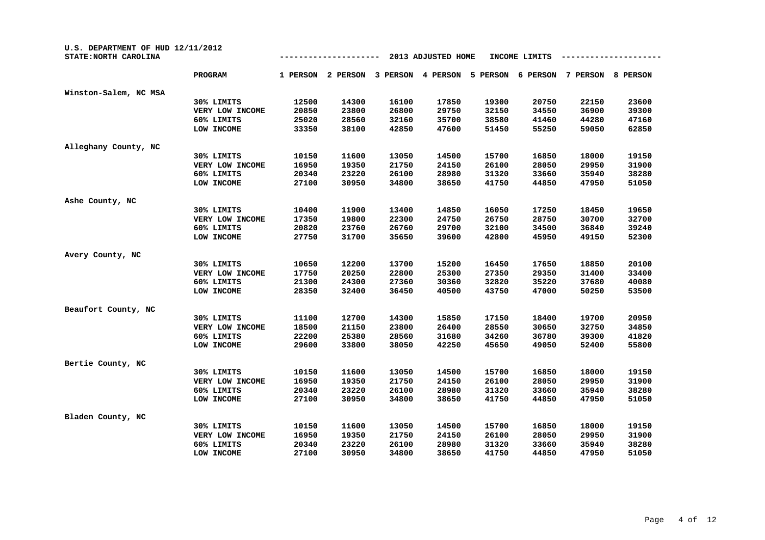U.S. DEPARTMENT OF HUD 12/11/2012
STATE:NORTH CAROLINA

## 2013 ADJUSTED HOME INCOME LIMITS

| | PROGRAM | 1 PERSON | 2 PERSON | 3 PERSON | 4 PERSON | 5 PERSON | 6 PERSON | 7 PERSON | 8 PERSON |
|---|---|---|---|---|---|---|---|---|---|
| **Winston-Salem, NC MSA** | | | | | | | | | |
| | 30% LIMITS | 12500 | 14300 | 16100 | 17850 | 19300 | 20750 | 22150 | 23600 |
| | VERY LOW INCOME | 20850 | 23800 | 26800 | 29750 | 32150 | 34550 | 36900 | 39300 |
| | 60% LIMITS | 25020 | 28560 | 32160 | 35700 | 38580 | 41460 | 44280 | 47160 |
| | LOW INCOME | 33350 | 38100 | 42850 | 47600 | 51450 | 55250 | 59050 | 62850 |
| **Alleghany County, NC** | | | | | | | | | |
| | 30% LIMITS | 10150 | 11600 | 13050 | 14500 | 15700 | 16850 | 18000 | 19150 |
| | VERY LOW INCOME | 16950 | 19350 | 21750 | 24150 | 26100 | 28050 | 29950 | 31900 |
| | 60% LIMITS | 20340 | 23220 | 26100 | 28980 | 31320 | 33660 | 35940 | 38280 |
| | LOW INCOME | 27100 | 30950 | 34800 | 38650 | 41750 | 44850 | 47950 | 51050 |
| **Ashe County, NC** | | | | | | | | | |
| | 30% LIMITS | 10400 | 11900 | 13400 | 14850 | 16050 | 17250 | 18450 | 19650 |
| | VERY LOW INCOME | 17350 | 19800 | 22300 | 24750 | 26750 | 28750 | 30700 | 32700 |
| | 60% LIMITS | 20820 | 23760 | 26760 | 29700 | 32100 | 34500 | 36840 | 39240 |
| | LOW INCOME | 27750 | 31700 | 35650 | 39600 | 42800 | 45950 | 49150 | 52300 |
| **Avery County, NC** | | | | | | | | | |
| | 30% LIMITS | 10650 | 12200 | 13700 | 15200 | 16450 | 17650 | 18850 | 20100 |
| | VERY LOW INCOME | 17750 | 20250 | 22800 | 25300 | 27350 | 29350 | 31400 | 33400 |
| | 60% LIMITS | 21300 | 24300 | 27360 | 30360 | 32820 | 35220 | 37680 | 40080 |
| | LOW INCOME | 28350 | 32400 | 36450 | 40500 | 43750 | 47000 | 50250 | 53500 |
| **Beaufort County, NC** | | | | | | | | | |
| | 30% LIMITS | 11100 | 12700 | 14300 | 15850 | 17150 | 18400 | 19700 | 20950 |
| | VERY LOW INCOME | 18500 | 21150 | 23800 | 26400 | 28550 | 30650 | 32750 | 34850 |
| | 60% LIMITS | 22200 | 25380 | 28560 | 31680 | 34260 | 36780 | 39300 | 41820 |
| | LOW INCOME | 29600 | 33800 | 38050 | 42250 | 45650 | 49050 | 52400 | 55800 |
| **Bertie County, NC** | | | | | | | | | |
| | 30% LIMITS | 10150 | 11600 | 13050 | 14500 | 15700 | 16850 | 18000 | 19150 |
| | VERY LOW INCOME | 16950 | 19350 | 21750 | 24150 | 26100 | 28050 | 29950 | 31900 |
| | 60% LIMITS | 20340 | 23220 | 26100 | 28980 | 31320 | 33660 | 35940 | 38280 |
| | LOW INCOME | 27100 | 30950 | 34800 | 38650 | 41750 | 44850 | 47950 | 51050 |
| **Bladen County, NC** | | | | | | | | | |
| | 30% LIMITS | 10150 | 11600 | 13050 | 14500 | 15700 | 16850 | 18000 | 19150 |
| | VERY LOW INCOME | 16950 | 19350 | 21750 | 24150 | 26100 | 28050 | 29950 | 31900 |
| | 60% LIMITS | 20340 | 23220 | 26100 | 28980 | 31320 | 33660 | 35940 | 38280 |
| | LOW INCOME | 27100 | 30950 | 34800 | 38650 | 41750 | 44850 | 47950 | 51050 |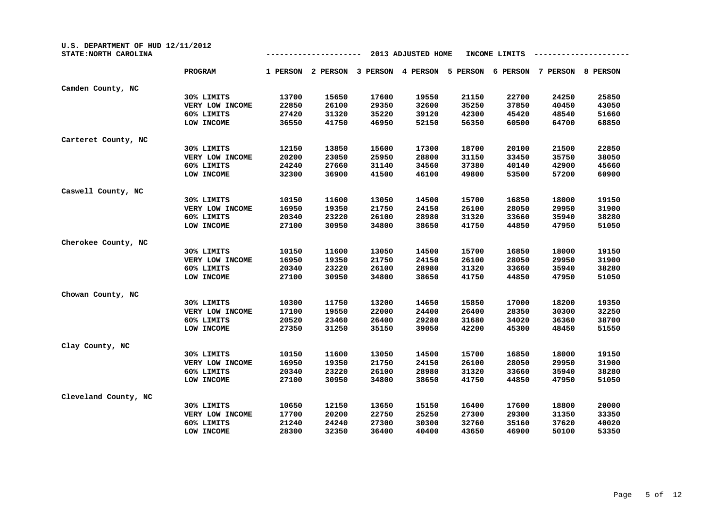U.S. DEPARTMENT OF HUD 12/11/2012
STATE:NORTH CAROLINA

## 2013 ADJUSTED HOME INCOME LIMITS

| | PROGRAM | 1 PERSON | 2 PERSON | 3 PERSON | 4 PERSON | 5 PERSON | 6 PERSON | 7 PERSON | 8 PERSON |
|---|---|---|---|---|---|---|---|---|---|
| Camden County, NC | | | | | | | | | |
| | 30% LIMITS | 13700 | 15650 | 17600 | 19550 | 21150 | 22700 | 24250 | 25850 |
| | VERY LOW INCOME | 22850 | 26100 | 29350 | 32600 | 35250 | 37850 | 40450 | 43050 |
| | 60% LIMITS | 27420 | 31320 | 35220 | 39120 | 42300 | 45420 | 48540 | 51660 |
| | LOW INCOME | 36550 | 41750 | 46950 | 52150 | 56350 | 60500 | 64700 | 68850 |
| Carteret County, NC | | | | | | | | | |
| | 30% LIMITS | 12150 | 13850 | 15600 | 17300 | 18700 | 20100 | 21500 | 22850 |
| | VERY LOW INCOME | 20200 | 23050 | 25950 | 28800 | 31150 | 33450 | 35750 | 38050 |
| | 60% LIMITS | 24240 | 27660 | 31140 | 34560 | 37380 | 40140 | 42900 | 45660 |
| | LOW INCOME | 32300 | 36900 | 41500 | 46100 | 49800 | 53500 | 57200 | 60900 |
| Caswell County, NC | | | | | | | | | |
| | 30% LIMITS | 10150 | 11600 | 13050 | 14500 | 15700 | 16850 | 18000 | 19150 |
| | VERY LOW INCOME | 16950 | 19350 | 21750 | 24150 | 26100 | 28050 | 29950 | 31900 |
| | 60% LIMITS | 20340 | 23220 | 26100 | 28980 | 31320 | 33660 | 35940 | 38280 |
| | LOW INCOME | 27100 | 30950 | 34800 | 38650 | 41750 | 44850 | 47950 | 51050 |
| Cherokee County, NC | | | | | | | | | |
| | 30% LIMITS | 10150 | 11600 | 13050 | 14500 | 15700 | 16850 | 18000 | 19150 |
| | VERY LOW INCOME | 16950 | 19350 | 21750 | 24150 | 26100 | 28050 | 29950 | 31900 |
| | 60% LIMITS | 20340 | 23220 | 26100 | 28980 | 31320 | 33660 | 35940 | 38280 |
| | LOW INCOME | 27100 | 30950 | 34800 | 38650 | 41750 | 44850 | 47950 | 51050 |
| Chowan County, NC | | | | | | | | | |
| | 30% LIMITS | 10300 | 11750 | 13200 | 14650 | 15850 | 17000 | 18200 | 19350 |
| | VERY LOW INCOME | 17100 | 19550 | 22000 | 24400 | 26400 | 28350 | 30300 | 32250 |
| | 60% LIMITS | 20520 | 23460 | 26400 | 29280 | 31680 | 34020 | 36360 | 38700 |
| | LOW INCOME | 27350 | 31250 | 35150 | 39050 | 42200 | 45300 | 48450 | 51550 |
| Clay County, NC | | | | | | | | | |
| | 30% LIMITS | 10150 | 11600 | 13050 | 14500 | 15700 | 16850 | 18000 | 19150 |
| | VERY LOW INCOME | 16950 | 19350 | 21750 | 24150 | 26100 | 28050 | 29950 | 31900 |
| | 60% LIMITS | 20340 | 23220 | 26100 | 28980 | 31320 | 33660 | 35940 | 38280 |
| | LOW INCOME | 27100 | 30950 | 34800 | 38650 | 41750 | 44850 | 47950 | 51050 |
| Cleveland County, NC | | | | | | | | | |
| | 30% LIMITS | 10650 | 12150 | 13650 | 15150 | 16400 | 17600 | 18800 | 20000 |
| | VERY LOW INCOME | 17700 | 20200 | 22750 | 25250 | 27300 | 29300 | 31350 | 33350 |
| | 60% LIMITS | 21240 | 24240 | 27300 | 30300 | 32760 | 35160 | 37620 | 40020 |
| | LOW INCOME | 28300 | 32350 | 36400 | 40400 | 43650 | 46900 | 50100 | 53350 |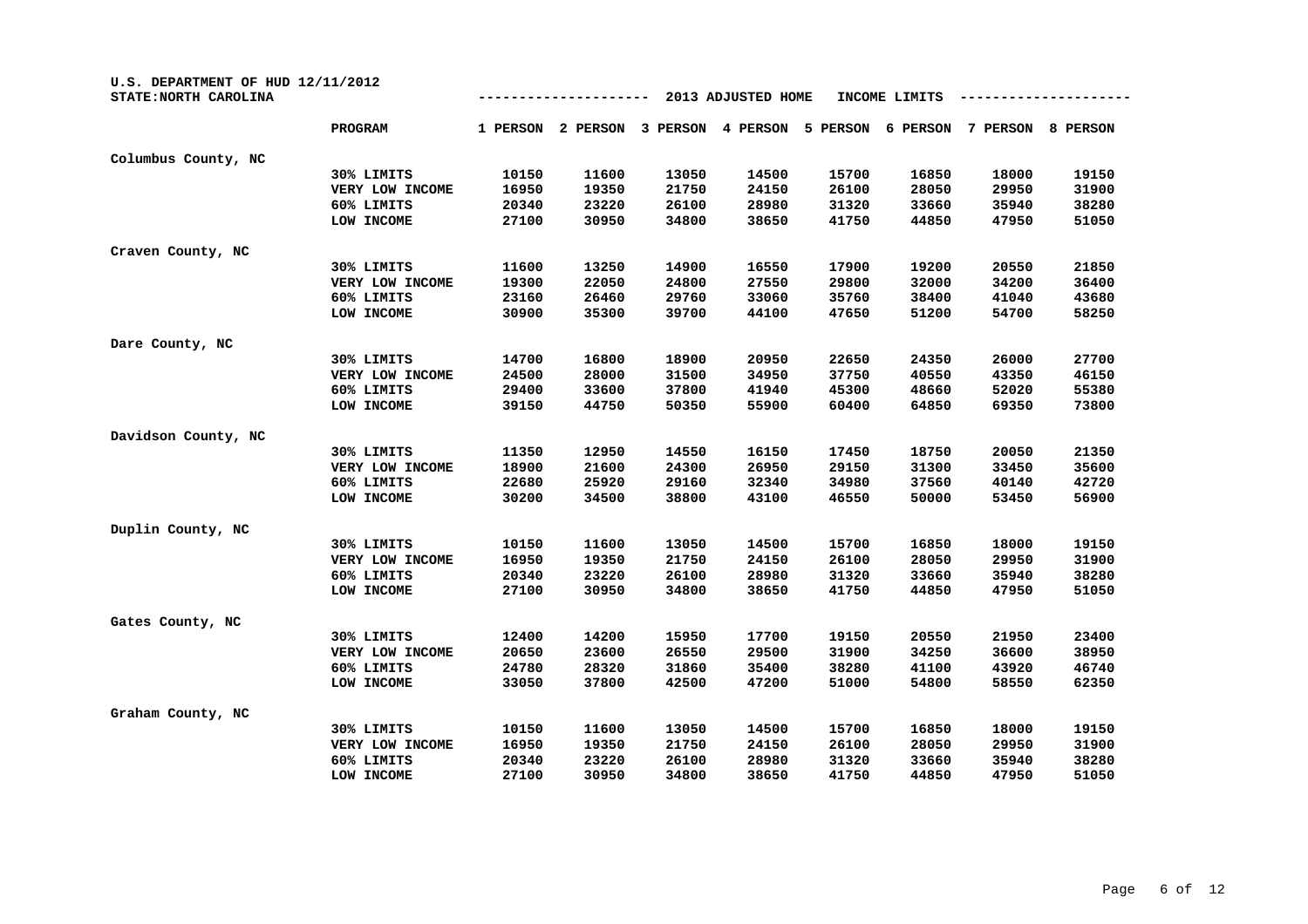U.S. DEPARTMENT OF HUD 12/11/2012
STATE:NORTH CAROLINA

2013 ADJUSTED HOME INCOME LIMITS

| | PROGRAM | 1 PERSON | 2 PERSON | 3 PERSON | 4 PERSON | 5 PERSON | 6 PERSON | 7 PERSON | 8 PERSON |
|---|---|---|---|---|---|---|---|---|---|
| Columbus County, NC | | | | | | | | | |
| | 30% LIMITS | 10150 | 11600 | 13050 | 14500 | 15700 | 16850 | 18000 | 19150 |
| | VERY LOW INCOME | 16950 | 19350 | 21750 | 24150 | 26100 | 28050 | 29950 | 31900 |
| | 60% LIMITS | 20340 | 23220 | 26100 | 28980 | 31320 | 33660 | 35940 | 38280 |
| | LOW INCOME | 27100 | 30950 | 34800 | 38650 | 41750 | 44850 | 47950 | 51050 |
| Craven County, NC | | | | | | | | | |
| | 30% LIMITS | 11600 | 13250 | 14900 | 16550 | 17900 | 19200 | 20550 | 21850 |
| | VERY LOW INCOME | 19300 | 22050 | 24800 | 27550 | 29800 | 32000 | 34200 | 36400 |
| | 60% LIMITS | 23160 | 26460 | 29760 | 33060 | 35760 | 38400 | 41040 | 43680 |
| | LOW INCOME | 30900 | 35300 | 39700 | 44100 | 47650 | 51200 | 54700 | 58250 |
| Dare County, NC | | | | | | | | | |
| | 30% LIMITS | 14700 | 16800 | 18900 | 20950 | 22650 | 24350 | 26000 | 27700 |
| | VERY LOW INCOME | 24500 | 28000 | 31500 | 34950 | 37750 | 40550 | 43350 | 46150 |
| | 60% LIMITS | 29400 | 33600 | 37800 | 41940 | 45300 | 48660 | 52020 | 55380 |
| | LOW INCOME | 39150 | 44750 | 50350 | 55900 | 60400 | 64850 | 69350 | 73800 |
| Davidson County, NC | | | | | | | | | |
| | 30% LIMITS | 11350 | 12950 | 14550 | 16150 | 17450 | 18750 | 20050 | 21350 |
| | VERY LOW INCOME | 18900 | 21600 | 24300 | 26950 | 29150 | 31300 | 33450 | 35600 |
| | 60% LIMITS | 22680 | 25920 | 29160 | 32340 | 34980 | 37560 | 40140 | 42720 |
| | LOW INCOME | 30200 | 34500 | 38800 | 43100 | 46550 | 50000 | 53450 | 56900 |
| Duplin County, NC | | | | | | | | | |
| | 30% LIMITS | 10150 | 11600 | 13050 | 14500 | 15700 | 16850 | 18000 | 19150 |
| | VERY LOW INCOME | 16950 | 19350 | 21750 | 24150 | 26100 | 28050 | 29950 | 31900 |
| | 60% LIMITS | 20340 | 23220 | 26100 | 28980 | 31320 | 33660 | 35940 | 38280 |
| | LOW INCOME | 27100 | 30950 | 34800 | 38650 | 41750 | 44850 | 47950 | 51050 |
| Gates County, NC | | | | | | | | | |
| | 30% LIMITS | 12400 | 14200 | 15950 | 17700 | 19150 | 20550 | 21950 | 23400 |
| | VERY LOW INCOME | 20650 | 23600 | 26550 | 29500 | 31900 | 34250 | 36600 | 38950 |
| | 60% LIMITS | 24780 | 28320 | 31860 | 35400 | 38280 | 41100 | 43920 | 46740 |
| | LOW INCOME | 33050 | 37800 | 42500 | 47200 | 51000 | 54800 | 58550 | 62350 |
| Graham County, NC | | | | | | | | | |
| | 30% LIMITS | 10150 | 11600 | 13050 | 14500 | 15700 | 16850 | 18000 | 19150 |
| | VERY LOW INCOME | 16950 | 19350 | 21750 | 24150 | 26100 | 28050 | 29950 | 31900 |
| | 60% LIMITS | 20340 | 23220 | 26100 | 28980 | 31320 | 33660 | 35940 | 38280 |
| | LOW INCOME | 27100 | 30950 | 34800 | 38650 | 41750 | 44850 | 47950 | 51050 |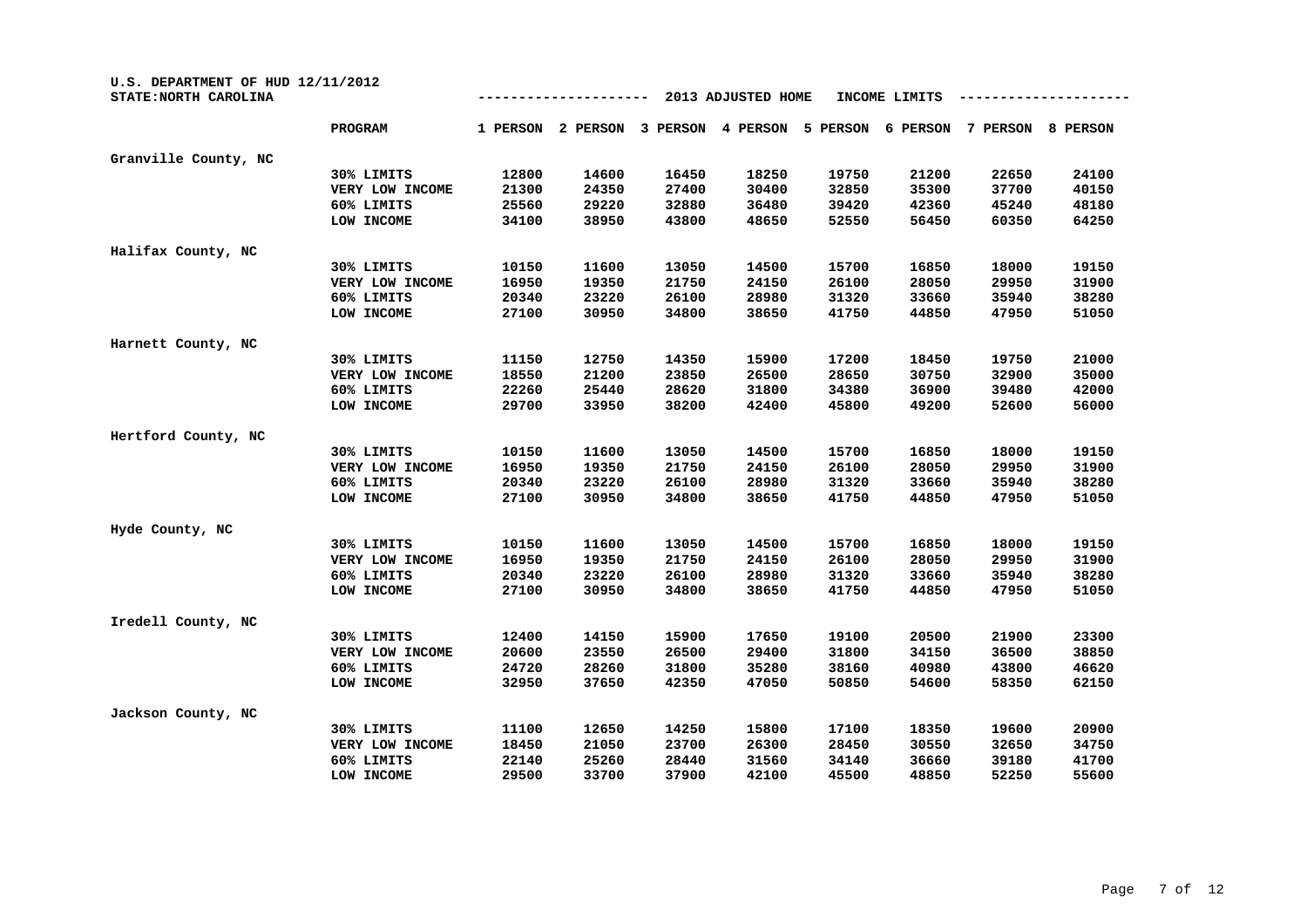U.S. DEPARTMENT OF HUD 12/11/2012
STATE:NORTH CAROLINA

2013 ADJUSTED HOME INCOME LIMITS

| | PROGRAM | 1 PERSON | 2 PERSON | 3 PERSON | 4 PERSON | 5 PERSON | 6 PERSON | 7 PERSON | 8 PERSON |
|---|---|---|---|---|---|---|---|---|---|
| Granville County, NC | | | | | | | | | |
| | 30% LIMITS | 12800 | 14600 | 16450 | 18250 | 19750 | 21200 | 22650 | 24100 |
| | VERY LOW INCOME | 21300 | 24350 | 27400 | 30400 | 32850 | 35300 | 37700 | 40150 |
| | 60% LIMITS | 25560 | 29220 | 32880 | 36480 | 39420 | 42360 | 45240 | 48180 |
| | LOW INCOME | 34100 | 38950 | 43800 | 48650 | 52550 | 56450 | 60350 | 64250 |
| Halifax County, NC | | | | | | | | | |
| | 30% LIMITS | 10150 | 11600 | 13050 | 14500 | 15700 | 16850 | 18000 | 19150 |
| | VERY LOW INCOME | 16950 | 19350 | 21750 | 24150 | 26100 | 28050 | 29950 | 31900 |
| | 60% LIMITS | 20340 | 23220 | 26100 | 28980 | 31320 | 33660 | 35940 | 38280 |
| | LOW INCOME | 27100 | 30950 | 34800 | 38650 | 41750 | 44850 | 47950 | 51050 |
| Harnett County, NC | | | | | | | | | |
| | 30% LIMITS | 11150 | 12750 | 14350 | 15900 | 17200 | 18450 | 19750 | 21000 |
| | VERY LOW INCOME | 18550 | 21200 | 23850 | 26500 | 28650 | 30750 | 32900 | 35000 |
| | 60% LIMITS | 22260 | 25440 | 28620 | 31800 | 34380 | 36900 | 39480 | 42000 |
| | LOW INCOME | 29700 | 33950 | 38200 | 42400 | 45800 | 49200 | 52600 | 56000 |
| Hertford County, NC | | | | | | | | | |
| | 30% LIMITS | 10150 | 11600 | 13050 | 14500 | 15700 | 16850 | 18000 | 19150 |
| | VERY LOW INCOME | 16950 | 19350 | 21750 | 24150 | 26100 | 28050 | 29950 | 31900 |
| | 60% LIMITS | 20340 | 23220 | 26100 | 28980 | 31320 | 33660 | 35940 | 38280 |
| | LOW INCOME | 27100 | 30950 | 34800 | 38650 | 41750 | 44850 | 47950 | 51050 |
| Hyde County, NC | | | | | | | | | |
| | 30% LIMITS | 10150 | 11600 | 13050 | 14500 | 15700 | 16850 | 18000 | 19150 |
| | VERY LOW INCOME | 16950 | 19350 | 21750 | 24150 | 26100 | 28050 | 29950 | 31900 |
| | 60% LIMITS | 20340 | 23220 | 26100 | 28980 | 31320 | 33660 | 35940 | 38280 |
| | LOW INCOME | 27100 | 30950 | 34800 | 38650 | 41750 | 44850 | 47950 | 51050 |
| Iredell County, NC | | | | | | | | | |
| | 30% LIMITS | 12400 | 14150 | 15900 | 17650 | 19100 | 20500 | 21900 | 23300 |
| | VERY LOW INCOME | 20600 | 23550 | 26500 | 29400 | 31800 | 34150 | 36500 | 38850 |
| | 60% LIMITS | 24720 | 28260 | 31800 | 35280 | 38160 | 40980 | 43800 | 46620 |
| | LOW INCOME | 32950 | 37650 | 42350 | 47050 | 50850 | 54600 | 58350 | 62150 |
| Jackson County, NC | | | | | | | | | |
| | 30% LIMITS | 11100 | 12650 | 14250 | 15800 | 17100 | 18350 | 19600 | 20900 |
| | VERY LOW INCOME | 18450 | 21050 | 23700 | 26300 | 28450 | 30550 | 32650 | 34750 |
| | 60% LIMITS | 22140 | 25260 | 28440 | 31560 | 34140 | 36660 | 39180 | 41700 |
| | LOW INCOME | 29500 | 33700 | 37900 | 42100 | 45500 | 48850 | 52250 | 55600 |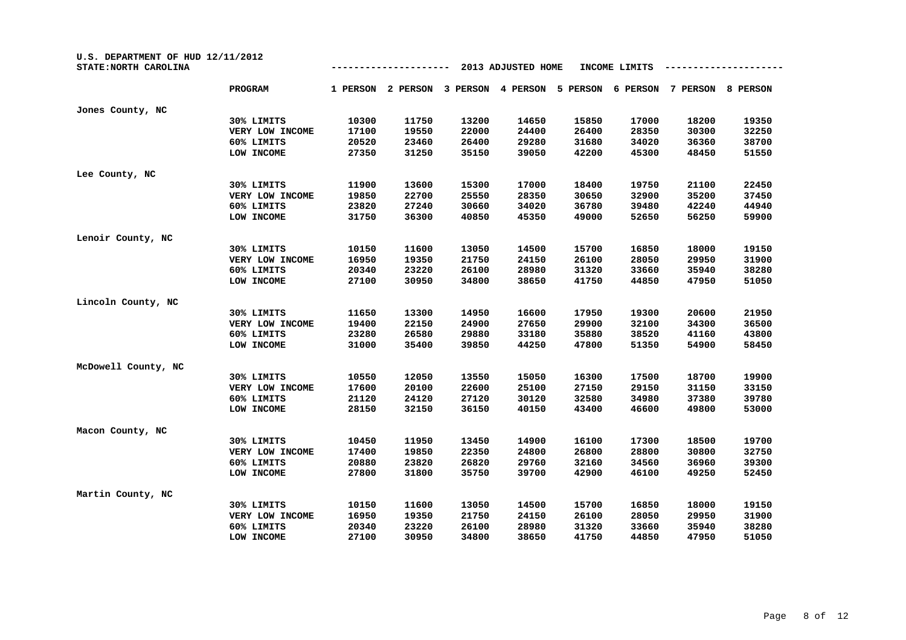U.S. DEPARTMENT OF HUD 12/11/2012
STATE:NORTH CAROLINA

2013 ADJUSTED HOME INCOME LIMITS

| | PROGRAM | 1 PERSON | 2 PERSON | 3 PERSON | 4 PERSON | 5 PERSON | 6 PERSON | 7 PERSON | 8 PERSON |
|---|---|---|---|---|---|---|---|---|---|
| Jones County, NC | | | | | | | | | |
| | 30% LIMITS | 10300 | 11750 | 13200 | 14650 | 15850 | 17000 | 18200 | 19350 |
| | VERY LOW INCOME | 17100 | 19550 | 22000 | 24400 | 26400 | 28350 | 30300 | 32250 |
| | 60% LIMITS | 20520 | 23460 | 26400 | 29280 | 31680 | 34020 | 36360 | 38700 |
| | LOW INCOME | 27350 | 31250 | 35150 | 39050 | 42200 | 45300 | 48450 | 51550 |
| Lee County, NC | | | | | | | | | |
| | 30% LIMITS | 11900 | 13600 | 15300 | 17000 | 18400 | 19750 | 21100 | 22450 |
| | VERY LOW INCOME | 19850 | 22700 | 25550 | 28350 | 30650 | 32900 | 35200 | 37450 |
| | 60% LIMITS | 23820 | 27240 | 30660 | 34020 | 36780 | 39480 | 42240 | 44940 |
| | LOW INCOME | 31750 | 36300 | 40850 | 45350 | 49000 | 52650 | 56250 | 59900 |
| Lenoir County, NC | | | | | | | | | |
| | 30% LIMITS | 10150 | 11600 | 13050 | 14500 | 15700 | 16850 | 18000 | 19150 |
| | VERY LOW INCOME | 16950 | 19350 | 21750 | 24150 | 26100 | 28050 | 29950 | 31900 |
| | 60% LIMITS | 20340 | 23220 | 26100 | 28980 | 31320 | 33660 | 35940 | 38280 |
| | LOW INCOME | 27100 | 30950 | 34800 | 38650 | 41750 | 44850 | 47950 | 51050 |
| Lincoln County, NC | | | | | | | | | |
| | 30% LIMITS | 11650 | 13300 | 14950 | 16600 | 17950 | 19300 | 20600 | 21950 |
| | VERY LOW INCOME | 19400 | 22150 | 24900 | 27650 | 29900 | 32100 | 34300 | 36500 |
| | 60% LIMITS | 23280 | 26580 | 29880 | 33180 | 35880 | 38520 | 41160 | 43800 |
| | LOW INCOME | 31000 | 35400 | 39850 | 44250 | 47800 | 51350 | 54900 | 58450 |
| McDowell County, NC | | | | | | | | | |
| | 30% LIMITS | 10550 | 12050 | 13550 | 15050 | 16300 | 17500 | 18700 | 19900 |
| | VERY LOW INCOME | 17600 | 20100 | 22600 | 25100 | 27150 | 29150 | 31150 | 33150 |
| | 60% LIMITS | 21120 | 24120 | 27120 | 30120 | 32580 | 34980 | 37380 | 39780 |
| | LOW INCOME | 28150 | 32150 | 36150 | 40150 | 43400 | 46600 | 49800 | 53000 |
| Macon County, NC | | | | | | | | | |
| | 30% LIMITS | 10450 | 11950 | 13450 | 14900 | 16100 | 17300 | 18500 | 19700 |
| | VERY LOW INCOME | 17400 | 19850 | 22350 | 24800 | 26800 | 28800 | 30800 | 32750 |
| | 60% LIMITS | 20880 | 23820 | 26820 | 29760 | 32160 | 34560 | 36960 | 39300 |
| | LOW INCOME | 27800 | 31800 | 35750 | 39700 | 42900 | 46100 | 49250 | 52450 |
| Martin County, NC | | | | | | | | | |
| | 30% LIMITS | 10150 | 11600 | 13050 | 14500 | 15700 | 16850 | 18000 | 19150 |
| | VERY LOW INCOME | 16950 | 19350 | 21750 | 24150 | 26100 | 28050 | 29950 | 31900 |
| | 60% LIMITS | 20340 | 23220 | 26100 | 28980 | 31320 | 33660 | 35940 | 38280 |
| | LOW INCOME | 27100 | 30950 | 34800 | 38650 | 41750 | 44850 | 47950 | 51050 |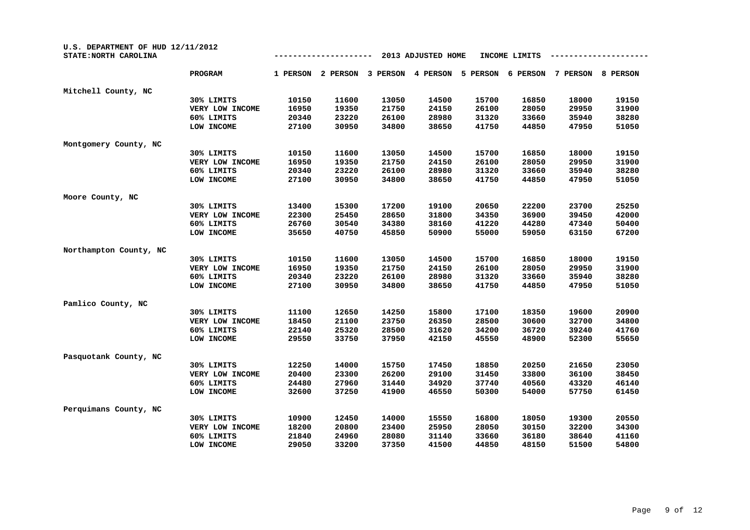U.S. DEPARTMENT OF HUD 12/11/2012
STATE:NORTH CAROLINA

-------------------- 2013 ADJUSTED HOME INCOME LIMITS --------------------

| | PROGRAM | 1 PERSON | 2 PERSON | 3 PERSON | 4 PERSON | 5 PERSON | 6 PERSON | 7 PERSON | 8 PERSON |
|---|---|---|---|---|---|---|---|---|---|
| Mitchell County, NC | | | | | | | | | |
| | 30% LIMITS | 10150 | 11600 | 13050 | 14500 | 15700 | 16850 | 18000 | 19150 |
| | VERY LOW INCOME | 16950 | 19350 | 21750 | 24150 | 26100 | 28050 | 29950 | 31900 |
| | 60% LIMITS | 20340 | 23220 | 26100 | 28980 | 31320 | 33660 | 35940 | 38280 |
| | LOW INCOME | 27100 | 30950 | 34800 | 38650 | 41750 | 44850 | 47950 | 51050 |
| Montgomery County, NC | | | | | | | | | |
| | 30% LIMITS | 10150 | 11600 | 13050 | 14500 | 15700 | 16850 | 18000 | 19150 |
| | VERY LOW INCOME | 16950 | 19350 | 21750 | 24150 | 26100 | 28050 | 29950 | 31900 |
| | 60% LIMITS | 20340 | 23220 | 26100 | 28980 | 31320 | 33660 | 35940 | 38280 |
| | LOW INCOME | 27100 | 30950 | 34800 | 38650 | 41750 | 44850 | 47950 | 51050 |
| Moore County, NC | | | | | | | | | |
| | 30% LIMITS | 13400 | 15300 | 17200 | 19100 | 20650 | 22200 | 23700 | 25250 |
| | VERY LOW INCOME | 22300 | 25450 | 28650 | 31800 | 34350 | 36900 | 39450 | 42000 |
| | 60% LIMITS | 26760 | 30540 | 34380 | 38160 | 41220 | 44280 | 47340 | 50400 |
| | LOW INCOME | 35650 | 40750 | 45850 | 50900 | 55000 | 59050 | 63150 | 67200 |
| Northampton County, NC | | | | | | | | | |
| | 30% LIMITS | 10150 | 11600 | 13050 | 14500 | 15700 | 16850 | 18000 | 19150 |
| | VERY LOW INCOME | 16950 | 19350 | 21750 | 24150 | 26100 | 28050 | 29950 | 31900 |
| | 60% LIMITS | 20340 | 23220 | 26100 | 28980 | 31320 | 33660 | 35940 | 38280 |
| | LOW INCOME | 27100 | 30950 | 34800 | 38650 | 41750 | 44850 | 47950 | 51050 |
| Pamlico County, NC | | | | | | | | | |
| | 30% LIMITS | 11100 | 12650 | 14250 | 15800 | 17100 | 18350 | 19600 | 20900 |
| | VERY LOW INCOME | 18450 | 21100 | 23750 | 26350 | 28500 | 30600 | 32700 | 34800 |
| | 60% LIMITS | 22140 | 25320 | 28500 | 31620 | 34200 | 36720 | 39240 | 41760 |
| | LOW INCOME | 29550 | 33750 | 37950 | 42150 | 45550 | 48900 | 52300 | 55650 |
| Pasquotank County, NC | | | | | | | | | |
| | 30% LIMITS | 12250 | 14000 | 15750 | 17450 | 18850 | 20250 | 21650 | 23050 |
| | VERY LOW INCOME | 20400 | 23300 | 26200 | 29100 | 31450 | 33800 | 36100 | 38450 |
| | 60% LIMITS | 24480 | 27960 | 31440 | 34920 | 37740 | 40560 | 43320 | 46140 |
| | LOW INCOME | 32600 | 37250 | 41900 | 46550 | 50300 | 54000 | 57750 | 61450 |
| Perquimans County, NC | | | | | | | | | |
| | 30% LIMITS | 10900 | 12450 | 14000 | 15550 | 16800 | 18050 | 19300 | 20550 |
| | VERY LOW INCOME | 18200 | 20800 | 23400 | 25950 | 28050 | 30150 | 32200 | 34300 |
| | 60% LIMITS | 21840 | 24960 | 28080 | 31140 | 33660 | 36180 | 38640 | 41160 |
| | LOW INCOME | 29050 | 33200 | 37350 | 41500 | 44850 | 48150 | 51500 | 54800 |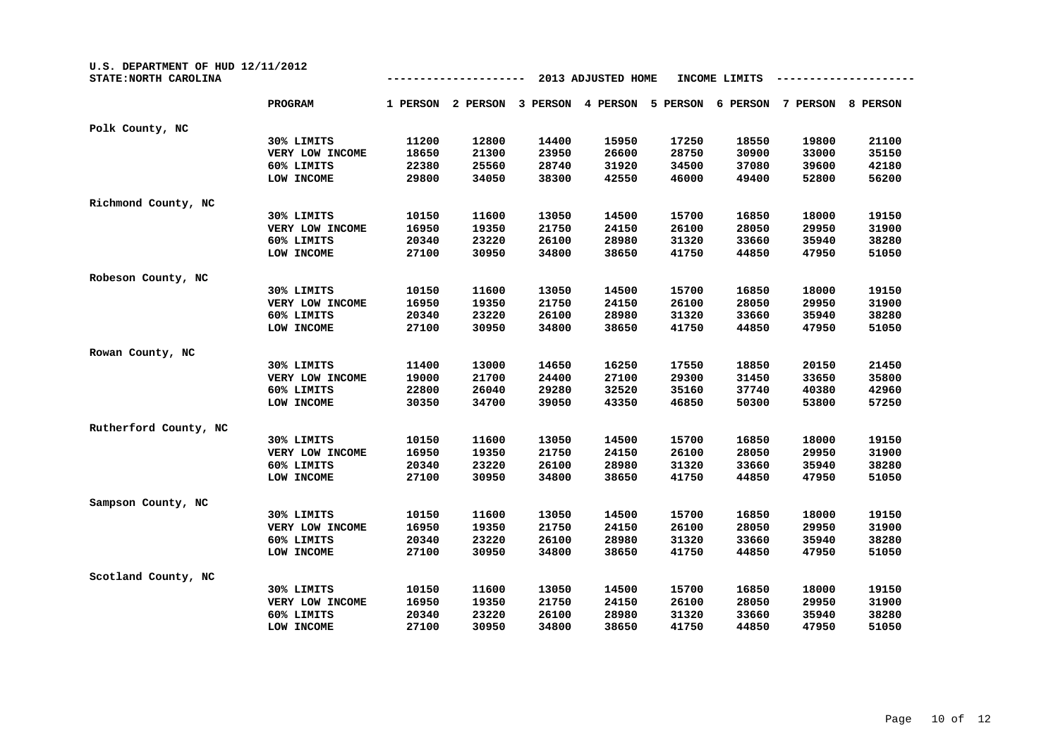U.S. DEPARTMENT OF HUD 12/11/2012
STATE:NORTH CAROLINA

## 2013 ADJUSTED HOME INCOME LIMITS

| | PROGRAM | 1 PERSON | 2 PERSON | 3 PERSON | 4 PERSON | 5 PERSON | 6 PERSON | 7 PERSON | 8 PERSON |
|---|---|---|---|---|---|---|---|---|---|
| Polk County, NC | | | | | | | | | |
| | 30% LIMITS | 11200 | 12800 | 14400 | 15950 | 17250 | 18550 | 19800 | 21100 |
| | VERY LOW INCOME | 18650 | 21300 | 23950 | 26600 | 28750 | 30900 | 33000 | 35150 |
| | 60% LIMITS | 22380 | 25560 | 28740 | 31920 | 34500 | 37080 | 39600 | 42180 |
| | LOW INCOME | 29800 | 34050 | 38300 | 42550 | 46000 | 49400 | 52800 | 56200 |
| Richmond County, NC | | | | | | | | | |
| | 30% LIMITS | 10150 | 11600 | 13050 | 14500 | 15700 | 16850 | 18000 | 19150 |
| | VERY LOW INCOME | 16950 | 19350 | 21750 | 24150 | 26100 | 28050 | 29950 | 31900 |
| | 60% LIMITS | 20340 | 23220 | 26100 | 28980 | 31320 | 33660 | 35940 | 38280 |
| | LOW INCOME | 27100 | 30950 | 34800 | 38650 | 41750 | 44850 | 47950 | 51050 |
| Robeson County, NC | | | | | | | | | |
| | 30% LIMITS | 10150 | 11600 | 13050 | 14500 | 15700 | 16850 | 18000 | 19150 |
| | VERY LOW INCOME | 16950 | 19350 | 21750 | 24150 | 26100 | 28050 | 29950 | 31900 |
| | 60% LIMITS | 20340 | 23220 | 26100 | 28980 | 31320 | 33660 | 35940 | 38280 |
| | LOW INCOME | 27100 | 30950 | 34800 | 38650 | 41750 | 44850 | 47950 | 51050 |
| Rowan County, NC | | | | | | | | | |
| | 30% LIMITS | 11400 | 13000 | 14650 | 16250 | 17550 | 18850 | 20150 | 21450 |
| | VERY LOW INCOME | 19000 | 21700 | 24400 | 27100 | 29300 | 31450 | 33650 | 35800 |
| | 60% LIMITS | 22800 | 26040 | 29280 | 32520 | 35160 | 37740 | 40380 | 42960 |
| | LOW INCOME | 30350 | 34700 | 39050 | 43350 | 46850 | 50300 | 53800 | 57250 |
| Rutherford County, NC | | | | | | | | | |
| | 30% LIMITS | 10150 | 11600 | 13050 | 14500 | 15700 | 16850 | 18000 | 19150 |
| | VERY LOW INCOME | 16950 | 19350 | 21750 | 24150 | 26100 | 28050 | 29950 | 31900 |
| | 60% LIMITS | 20340 | 23220 | 26100 | 28980 | 31320 | 33660 | 35940 | 38280 |
| | LOW INCOME | 27100 | 30950 | 34800 | 38650 | 41750 | 44850 | 47950 | 51050 |
| Sampson County, NC | | | | | | | | | |
| | 30% LIMITS | 10150 | 11600 | 13050 | 14500 | 15700 | 16850 | 18000 | 19150 |
| | VERY LOW INCOME | 16950 | 19350 | 21750 | 24150 | 26100 | 28050 | 29950 | 31900 |
| | 60% LIMITS | 20340 | 23220 | 26100 | 28980 | 31320 | 33660 | 35940 | 38280 |
| | LOW INCOME | 27100 | 30950 | 34800 | 38650 | 41750 | 44850 | 47950 | 51050 |
| Scotland County, NC | | | | | | | | | |
| | 30% LIMITS | 10150 | 11600 | 13050 | 14500 | 15700 | 16850 | 18000 | 19150 |
| | VERY LOW INCOME | 16950 | 19350 | 21750 | 24150 | 26100 | 28050 | 29950 | 31900 |
| | 60% LIMITS | 20340 | 23220 | 26100 | 28980 | 31320 | 33660 | 35940 | 38280 |
| | LOW INCOME | 27100 | 30950 | 34800 | 38650 | 41750 | 44850 | 47950 | 51050 |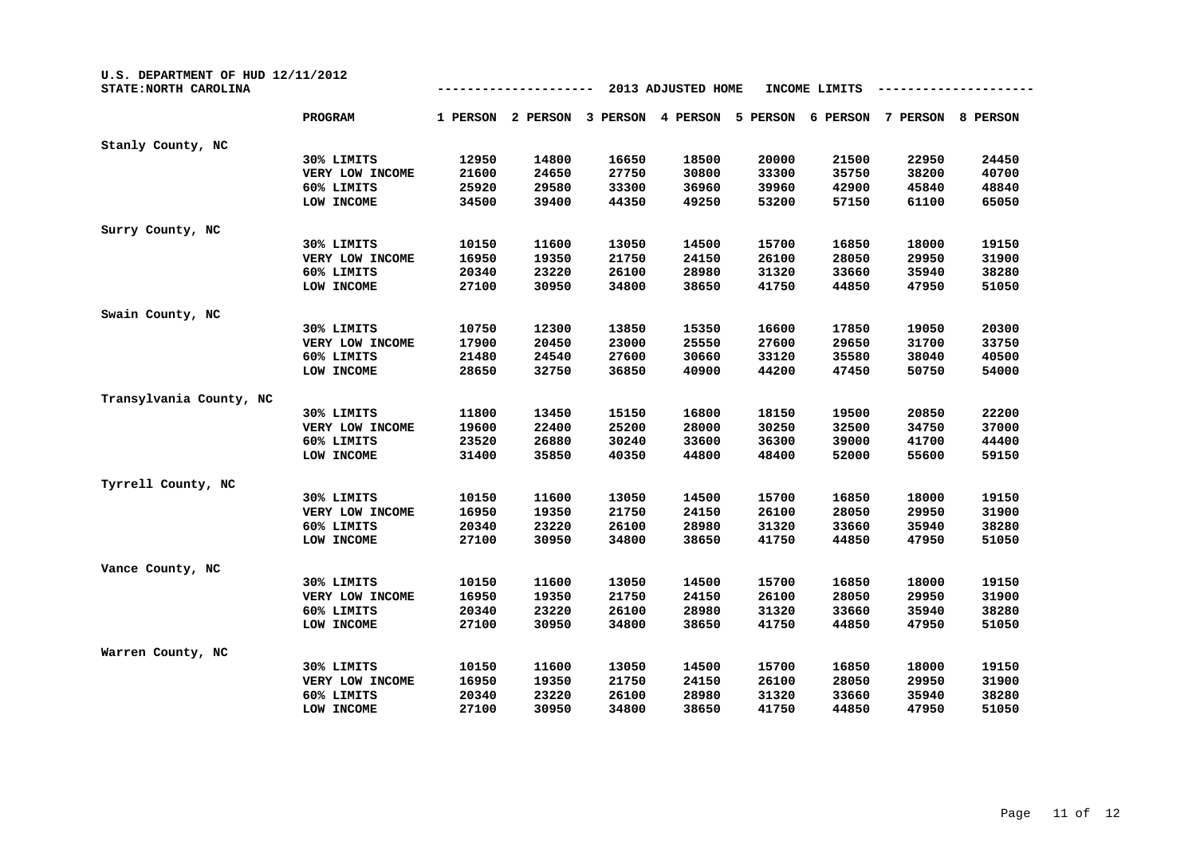U.S. DEPARTMENT OF HUD 12/11/2012

STATE:NORTH CAROLINA

2013 ADJUSTED HOME INCOME LIMITS

| | PROGRAM | 1 PERSON | 2 PERSON | 3 PERSON | 4 PERSON | 5 PERSON | 6 PERSON | 7 PERSON | 8 PERSON |
|---|---|---|---|---|---|---|---|---|---|
| Stanly County, NC | | | | | | | | | |
| | 30% LIMITS | 12950 | 14800 | 16650 | 18500 | 20000 | 21500 | 22950 | 24450 |
| | VERY LOW INCOME | 21600 | 24650 | 27750 | 30800 | 33300 | 35750 | 38200 | 40700 |
| | 60% LIMITS | 25920 | 29580 | 33300 | 36960 | 39960 | 42900 | 45840 | 48840 |
| | LOW INCOME | 34500 | 39400 | 44350 | 49250 | 53200 | 57150 | 61100 | 65050 |
| Surry County, NC | | | | | | | | | |
| | 30% LIMITS | 10150 | 11600 | 13050 | 14500 | 15700 | 16850 | 18000 | 19150 |
| | VERY LOW INCOME | 16950 | 19350 | 21750 | 24150 | 26100 | 28050 | 29950 | 31900 |
| | 60% LIMITS | 20340 | 23220 | 26100 | 28980 | 31320 | 33660 | 35940 | 38280 |
| | LOW INCOME | 27100 | 30950 | 34800 | 38650 | 41750 | 44850 | 47950 | 51050 |
| Swain County, NC | | | | | | | | | |
| | 30% LIMITS | 10750 | 12300 | 13850 | 15350 | 16600 | 17850 | 19050 | 20300 |
| | VERY LOW INCOME | 17900 | 20450 | 23000 | 25550 | 27600 | 29650 | 31700 | 33750 |
| | 60% LIMITS | 21480 | 24540 | 27600 | 30660 | 33120 | 35580 | 38040 | 40500 |
| | LOW INCOME | 28650 | 32750 | 36850 | 40900 | 44200 | 47450 | 50750 | 54000 |
| Transylvania County, NC | | | | | | | | | |
| | 30% LIMITS | 11800 | 13450 | 15150 | 16800 | 18150 | 19500 | 20850 | 22200 |
| | VERY LOW INCOME | 19600 | 22400 | 25200 | 28000 | 30250 | 32500 | 34750 | 37000 |
| | 60% LIMITS | 23520 | 26880 | 30240 | 33600 | 36300 | 39000 | 41700 | 44400 |
| | LOW INCOME | 31400 | 35850 | 40350 | 44800 | 48400 | 52000 | 55600 | 59150 |
| Tyrrell County, NC | | | | | | | | | |
| | 30% LIMITS | 10150 | 11600 | 13050 | 14500 | 15700 | 16850 | 18000 | 19150 |
| | VERY LOW INCOME | 16950 | 19350 | 21750 | 24150 | 26100 | 28050 | 29950 | 31900 |
| | 60% LIMITS | 20340 | 23220 | 26100 | 28980 | 31320 | 33660 | 35940 | 38280 |
| | LOW INCOME | 27100 | 30950 | 34800 | 38650 | 41750 | 44850 | 47950 | 51050 |
| Vance County, NC | | | | | | | | | |
| | 30% LIMITS | 10150 | 11600 | 13050 | 14500 | 15700 | 16850 | 18000 | 19150 |
| | VERY LOW INCOME | 16950 | 19350 | 21750 | 24150 | 26100 | 28050 | 29950 | 31900 |
| | 60% LIMITS | 20340 | 23220 | 26100 | 28980 | 31320 | 33660 | 35940 | 38280 |
| | LOW INCOME | 27100 | 30950 | 34800 | 38650 | 41750 | 44850 | 47950 | 51050 |
| Warren County, NC | | | | | | | | | |
| | 30% LIMITS | 10150 | 11600 | 13050 | 14500 | 15700 | 16850 | 18000 | 19150 |
| | VERY LOW INCOME | 16950 | 19350 | 21750 | 24150 | 26100 | 28050 | 29950 | 31900 |
| | 60% LIMITS | 20340 | 23220 | 26100 | 28980 | 31320 | 33660 | 35940 | 38280 |
| | LOW INCOME | 27100 | 30950 | 34800 | 38650 | 41750 | 44850 | 47950 | 51050 |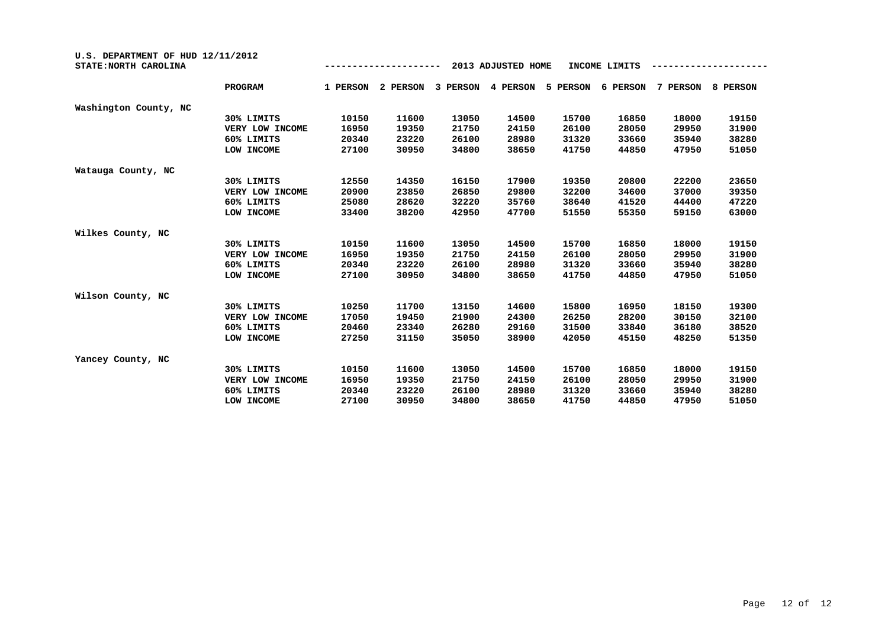U.S. DEPARTMENT OF HUD 12/11/2012
STATE:NORTH CAROLINA

2013 ADJUSTED HOME INCOME LIMITS

| | PROGRAM | 1 PERSON | 2 PERSON | 3 PERSON | 4 PERSON | 5 PERSON | 6 PERSON | 7 PERSON | 8 PERSON |
|---|---|---|---|---|---|---|---|---|---|
| Washington County, NC | | | | | | | | | |
| | 30% LIMITS | 10150 | 11600 | 13050 | 14500 | 15700 | 16850 | 18000 | 19150 |
| | VERY LOW INCOME | 16950 | 19350 | 21750 | 24150 | 26100 | 28050 | 29950 | 31900 |
| | 60% LIMITS | 20340 | 23220 | 26100 | 28980 | 31320 | 33660 | 35940 | 38280 |
| | LOW INCOME | 27100 | 30950 | 34800 | 38650 | 41750 | 44850 | 47950 | 51050 |
| Watauga County, NC | | | | | | | | | |
| | 30% LIMITS | 12550 | 14350 | 16150 | 17900 | 19350 | 20800 | 22200 | 23650 |
| | VERY LOW INCOME | 20900 | 23850 | 26850 | 29800 | 32200 | 34600 | 37000 | 39350 |
| | 60% LIMITS | 25080 | 28620 | 32220 | 35760 | 38640 | 41520 | 44400 | 47220 |
| | LOW INCOME | 33400 | 38200 | 42950 | 47700 | 51550 | 55350 | 59150 | 63000 |
| Wilkes County, NC | | | | | | | | | |
| | 30% LIMITS | 10150 | 11600 | 13050 | 14500 | 15700 | 16850 | 18000 | 19150 |
| | VERY LOW INCOME | 16950 | 19350 | 21750 | 24150 | 26100 | 28050 | 29950 | 31900 |
| | 60% LIMITS | 20340 | 23220 | 26100 | 28980 | 31320 | 33660 | 35940 | 38280 |
| | LOW INCOME | 27100 | 30950 | 34800 | 38650 | 41750 | 44850 | 47950 | 51050 |
| Wilson County, NC | | | | | | | | | |
| | 30% LIMITS | 10250 | 11700 | 13150 | 14600 | 15800 | 16950 | 18150 | 19300 |
| | VERY LOW INCOME | 17050 | 19450 | 21900 | 24300 | 26250 | 28200 | 30150 | 32100 |
| | 60% LIMITS | 20460 | 23340 | 26280 | 29160 | 31500 | 33840 | 36180 | 38520 |
| | LOW INCOME | 27250 | 31150 | 35050 | 38900 | 42050 | 45150 | 48250 | 51350 |
| Yancey County, NC | | | | | | | | | |
| | 30% LIMITS | 10150 | 11600 | 13050 | 14500 | 15700 | 16850 | 18000 | 19150 |
| | VERY LOW INCOME | 16950 | 19350 | 21750 | 24150 | 26100 | 28050 | 29950 | 31900 |
| | 60% LIMITS | 20340 | 23220 | 26100 | 28980 | 31320 | 33660 | 35940 | 38280 |
| | LOW INCOME | 27100 | 30950 | 34800 | 38650 | 41750 | 44850 | 47950 | 51050 |